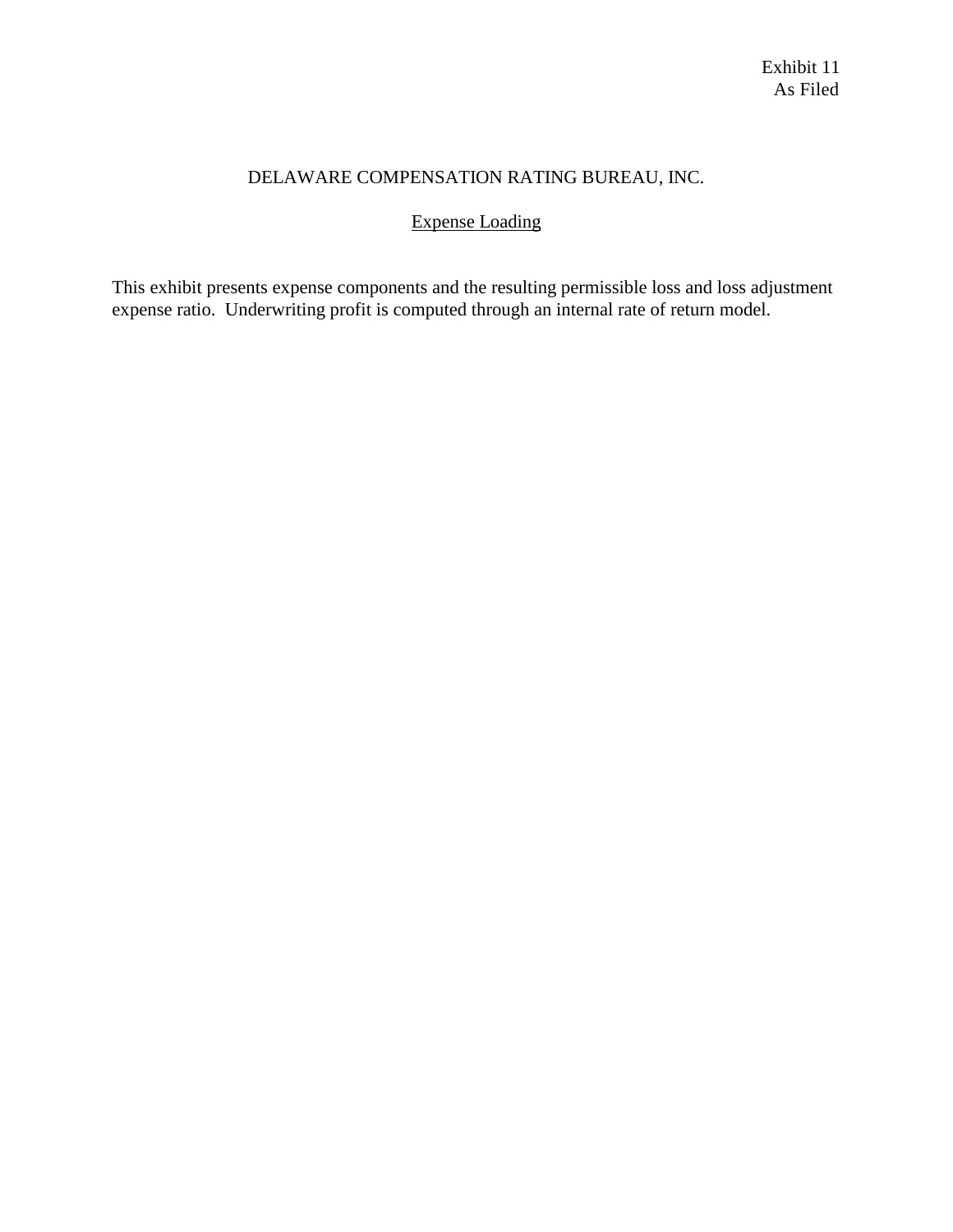Exhibit 11
As Filed

# DELAWARE COMPENSATION RATING BUREAU, INC.

## Expense Loading

This exhibit presents expense components and the resulting permissible loss and loss adjustment expense ratio. Underwriting profit is computed through an internal rate of return model.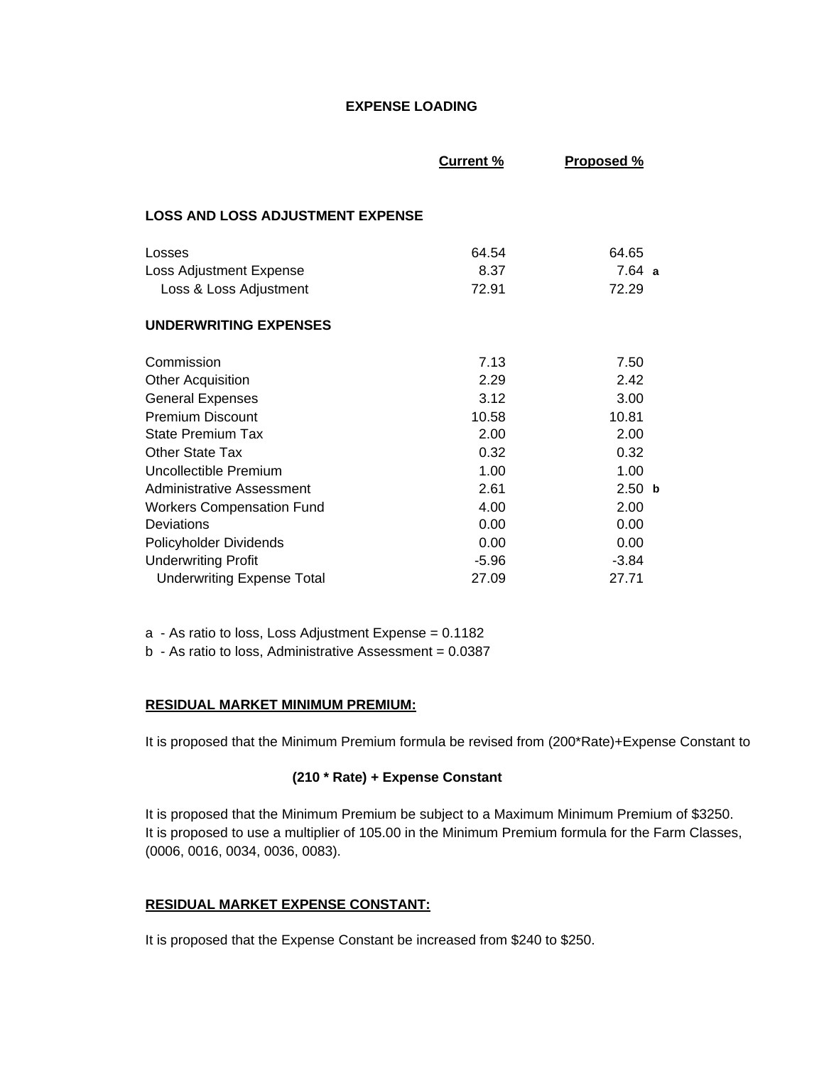# EXPENSE LOADING

| | Current % | Proposed % |
|---|---|---|
| **LOSS AND LOSS ADJUSTMENT EXPENSE** | | |
| Losses | 64.54 | 64.65 |
| Loss Adjustment Expense | 8.37 | 7.64 a |
| Loss & Loss Adjustment | 72.91 | 72.29 |
| **UNDERWRITING EXPENSES** | | |
| Commission | 7.13 | 7.50 |
| Other Acquisition | 2.29 | 2.42 |
| General Expenses | 3.12 | 3.00 |
| Premium Discount | 10.58 | 10.81 |
| State Premium Tax | 2.00 | 2.00 |
| Other State Tax | 0.32 | 0.32 |
| Uncollectible Premium | 1.00 | 1.00 |
| Administrative Assessment | 2.61 | 2.50 b |
| Workers Compensation Fund | 4.00 | 2.00 |
| Deviations | 0.00 | 0.00 |
| Policyholder Dividends | 0.00 | 0.00 |
| Underwriting Profit | -5.96 | -3.84 |
| Underwriting Expense Total | 27.09 | 27.71 |

a - As ratio to loss, Loss Adjustment Expense = 0.1182

b - As ratio to loss, Administrative Assessment = 0.0387

**RESIDUAL MARKET MINIMUM PREMIUM:**

It is proposed that the Minimum Premium formula be revised from (200*Rate)+Expense Constant to

**(210 * Rate) + Expense Constant**

It is proposed that the Minimum Premium be subject to a Maximum Minimum Premium of $3250.
It is proposed to use a multiplier of 105.00 in the Minimum Premium formula for the Farm Classes, (0006, 0016, 0034, 0036, 0083).

**RESIDUAL MARKET EXPENSE CONSTANT:**

It is proposed that the Expense Constant be increased from $240 to $250.